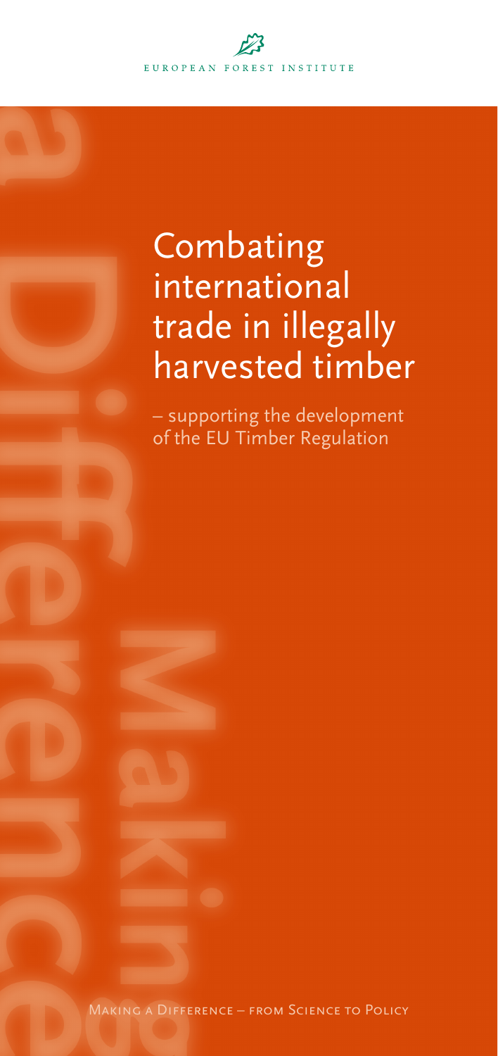EUROPEAN FOREST INSTITUTE

# Combating international trade in illegally harvested timber

– supporting the development of the EU Timber Regulation

Making a Difference – from Science to Policy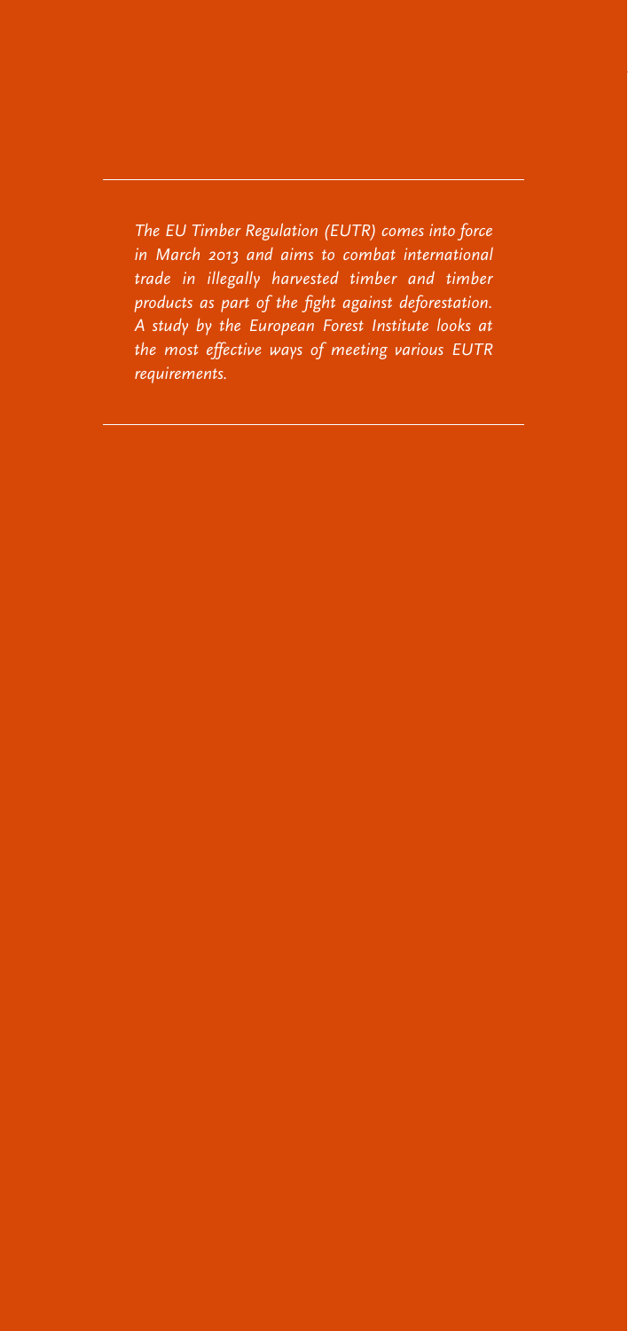*The EU Timber Regulation (EUTR) comes into force in March 2013 and aims to combat international trade in illegally harvested timber and timber products as part of the fight against deforestation. A study by the European Forest Institute looks at the most effective ways of meeting various EUTR requirements.*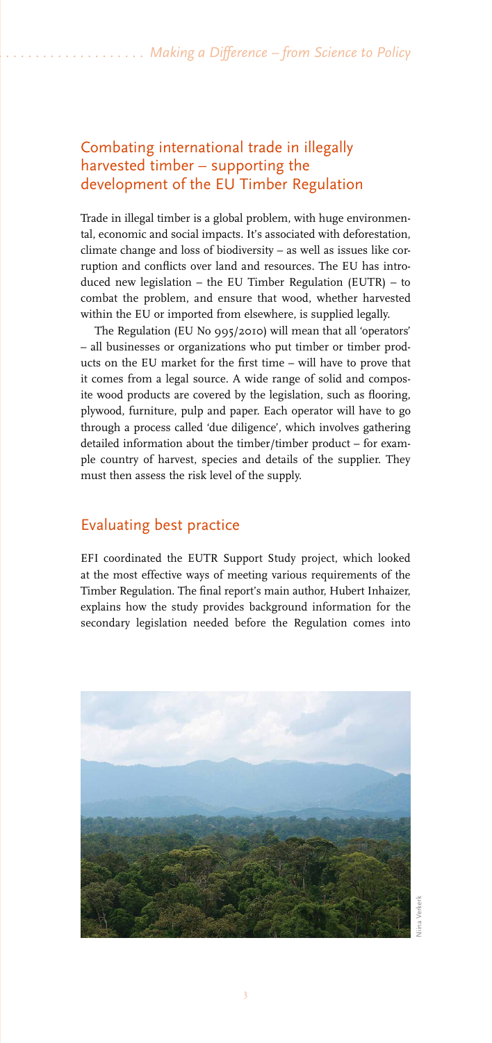## Combating international trade in illegally harvested timber – supporting the development of the EU Timber Regulation

Trade in illegal timber is a global problem, with huge environmental, economic and social impacts. It's associated with deforestation, climate change and loss of biodiversity – as well as issues like corruption and conflicts over land and resources. The EU has introduced new legislation – the EU Timber Regulation (EUTR) – to combat the problem, and ensure that wood, whether harvested within the EU or imported from elsewhere, is supplied legally.

The Regulation (EU No 995/2010) will mean that all 'operators' – all businesses or organizations who put timber or timber products on the EU market for the first time – will have to prove that it comes from a legal source. A wide range of solid and composite wood products are covered by the legislation, such as flooring, plywood, furniture, pulp and paper. Each operator will have to go through a process called 'due diligence', which involves gathering detailed information about the timber/timber product – for example country of harvest, species and details of the supplier. They must then assess the risk level of the supply.

## Evaluating best practice

EFI coordinated the EUTR Support Study project, which looked at the most effective ways of meeting various requirements of the Timber Regulation. The final report's main author, Hubert Inhaizer, explains how the study provides background information for the secondary legislation needed before the Regulation comes into

Niina Verkerk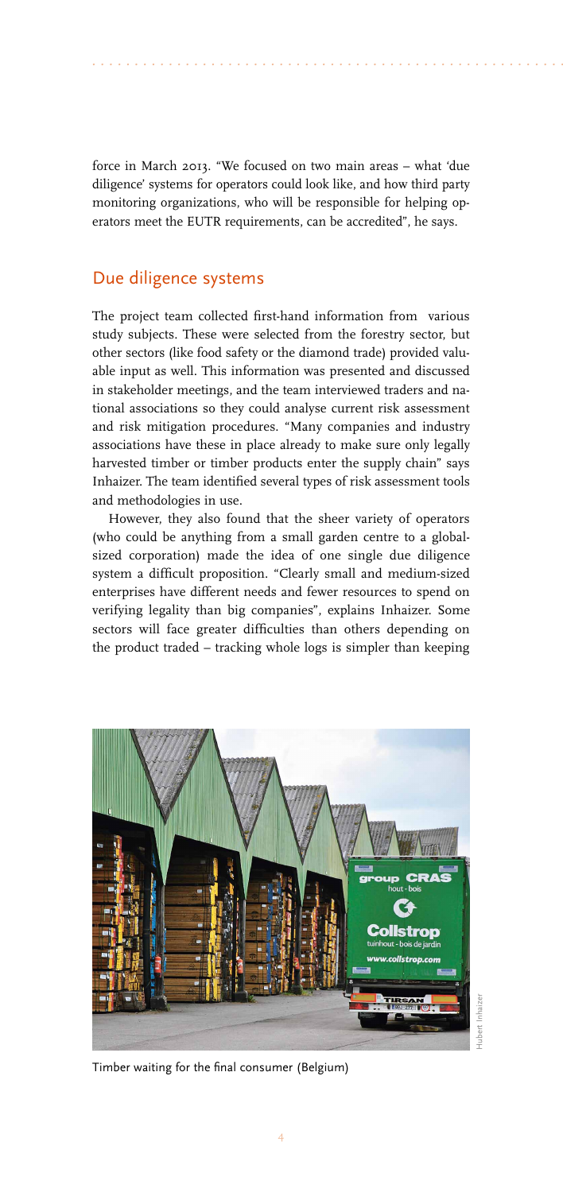force in March 2013. "We focused on two main areas – what 'due diligence' systems for operators could look like, and how third party monitoring organizations, who will be responsible for helping operators meet the EUTR requirements, can be accredited", he says.

## Due diligence systems

The project team collected first-hand information from various study subjects. These were selected from the forestry sector, but other sectors (like food safety or the diamond trade) provided valuable input as well. This information was presented and discussed in stakeholder meetings, and the team interviewed traders and national associations so they could analyse current risk assessment and risk mitigation procedures. "Many companies and industry associations have these in place already to make sure only legally harvested timber or timber products enter the supply chain" says Inhaizer. The team identified several types of risk assessment tools and methodologies in use.

However, they also found that the sheer variety of operators (who could be anything from a small garden centre to a global-sized corporation) made the idea of one single due diligence system a difficult proposition. "Clearly small and medium-sized enterprises have different needs and fewer resources to spend on verifying legality than big companies", explains Inhaizer. Some sectors will face greater difficulties than others depending on the product traded – tracking whole logs is simpler than keeping

Timber waiting for the final consumer (Belgium)

Hubert Inhaizer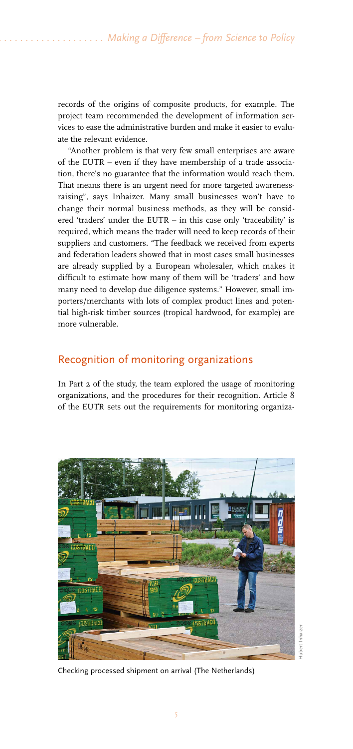records of the origins of composite products, for example. The project team recommended the development of information services to ease the administrative burden and make it easier to evaluate the relevant evidence.

"Another problem is that very few small enterprises are aware of the EUTR – even if they have membership of a trade association, there's no guarantee that the information would reach them. That means there is an urgent need for more targeted awareness-raising", says Inhaizer. Many small businesses won't have to change their normal business methods, as they will be considered 'traders' under the EUTR – in this case only 'traceability' is required, which means the trader will need to keep records of their suppliers and customers. "The feedback we received from experts and federation leaders showed that in most cases small businesses are already supplied by a European wholesaler, which makes it difficult to estimate how many of them will be 'traders' and how many need to develop due diligence systems." However, small importers/merchants with lots of complex product lines and potential high-risk timber sources (tropical hardwood, for example) are more vulnerable.

## Recognition of monitoring organizations

In Part 2 of the study, the team explored the usage of monitoring organizations, and the procedures for their recognition. Article 8 of the EUTR sets out the requirements for monitoring organiza-

Checking processed shipment on arrival (The Netherlands)

Hubert Inhaizer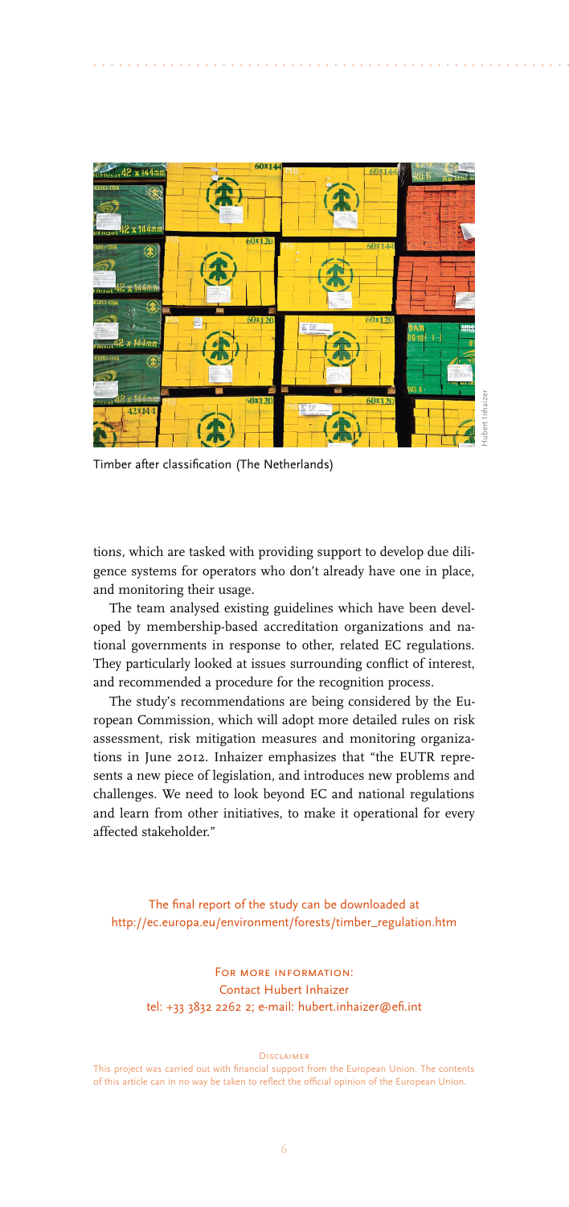Timber after classification (The Netherlands)

tions, which are tasked with providing support to develop due diligence systems for operators who don't already have one in place, and monitoring their usage.

The team analysed existing guidelines which have been developed by membership-based accreditation organizations and national governments in response to other, related EC regulations. They particularly looked at issues surrounding conflict of interest, and recommended a procedure for the recognition process.

The study's recommendations are being considered by the European Commission, which will adopt more detailed rules on risk assessment, risk mitigation measures and monitoring organizations in June 2012. Inhaizer emphasizes that "the EUTR represents a new piece of legislation, and introduces new problems and challenges. We need to look beyond EC and national regulations and learn from other initiatives, to make it operational for every affected stakeholder."

The final report of the study can be downloaded at
http://ec.europa.eu/environment/forests/timber_regulation.htm

For more information:
Contact Hubert Inhaizer
tel: +33 3832 2262 2; e-mail: hubert.inhaizer@efi.int

Disclaimer
This project was carried out with financial support from the European Union. The contents of this article can in no way be taken to reflect the official opinion of the European Union.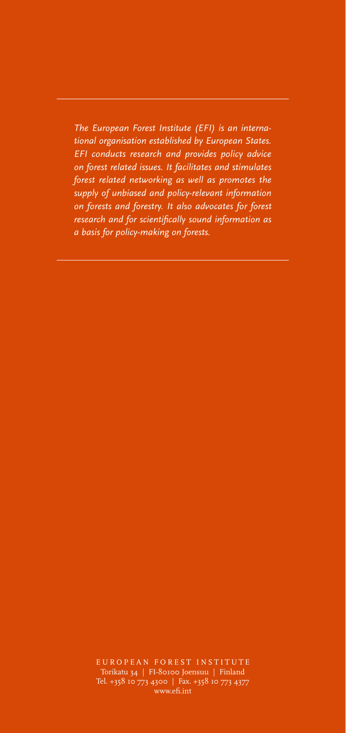---

*The European Forest Institute (EFI) is an international organisation established by European States. EFI conducts research and provides policy advice on forest related issues. It facilitates and stimulates forest related networking as well as promotes the supply of unbiased and policy-relevant information on forests and forestry. It also advocates for forest research and for scientifically sound information as a basis for policy-making on forests.*

---

EUROPEAN FOREST INSTITUTE
Torikatu 34 | FI-80100 Joensuu | Finland
Tel. +358 10 773 4300 | Fax. +358 10 773 4377
www.efi.int